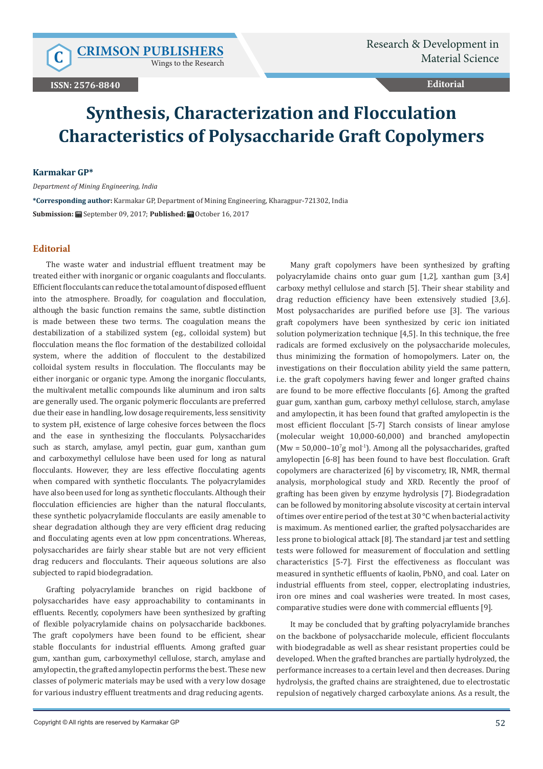# Synthesis, Characterization and Flocculation Characteristics of Polysaccharide Graft Copolymers

**Karmakar GP***

*Department of Mining Engineering, India*

***Corresponding author:** Karmakar GP, Department of Mining Engineering, Kharagpur-721302, India

**Submission:** September 09, 2017; **Published:** October 16, 2017

## Editorial

The waste water and industrial effluent treatment may be treated either with inorganic or organic coagulants and flocculants. Efficient flocculants can reduce the total amount of disposed effluent into the atmosphere. Broadly, for coagulation and flocculation, although the basic function remains the same, subtle distinction is made between these two terms. The coagulation means the destabilization of a stabilized system (eg., colloidal system) but flocculation means the floc formation of the destabilized colloidal system, where the addition of flocculent to the destabilized colloidal system results in flocculation. The flocculants may be either inorganic or organic type. Among the inorganic flocculants, the multivalent metallic compounds like aluminum and iron salts are generally used. The organic polymeric flocculants are preferred due their ease in handling, low dosage requirements, less sensitivity to system pH, existence of large cohesive forces between the flocs and the ease in synthesizing the flocculants. Polysaccharides such as starch, amylase, amyl pectin, guar gum, xanthan gum and carboxymethyl cellulose have been used for long as natural flocculants. However, they are less effective flocculating agents when compared with synthetic flocculants. The polyacrylamides have also been used for long as synthetic flocculants. Although their flocculation efficiencies are higher than the natural flocculants, these synthetic polyacrylamide flocculants are easily amenable to shear degradation although they are very efficient drag reducing and flocculating agents even at low ppm concentrations. Whereas, polysaccharides are fairly shear stable but are not very efficient drag reducers and flocculants. Their aqueous solutions are also subjected to rapid biodegradation.

Grafting polyacrylamide branches on rigid backbone of polysaccharides have easy approachability to contaminants in effluents. Recently, copolymers have been synthesized by grafting of flexible polyacrylamide chains on polysaccharide backbones. The graft copolymers have been found to be efficient, shear stable flocculants for industrial effluents. Among grafted guar gum, xanthan gum, carboxymethyl cellulose, starch, amylase and amylopectin, the grafted amylopectin performs the best. These new classes of polymeric materials may be used with a very low dosage for various industry effluent treatments and drag reducing agents.

Many graft copolymers have been synthesized by grafting polyacrylamide chains onto guar gum [1,2], xanthan gum [3,4] carboxy methyl cellulose and starch [5]. Their shear stability and drag reduction efficiency have been extensively studied [3,6]. Most polysaccharides are purified before use [3]. The various graft copolymers have been synthesized by ceric ion initiated solution polymerization technique [4,5]. In this technique, the free radicals are formed exclusively on the polysaccharide molecules, thus minimizing the formation of homopolymers. Later on, the investigations on their flocculation ability yield the same pattern, i.e. the graft copolymers having fewer and longer grafted chains are found to be more effective flocculants [6]. Among the grafted guar gum, xanthan gum, carboxy methyl cellulose, starch, amylase and amylopectin, it has been found that grafted amylopectin is the most efficient flocculant [5-7] Starch consists of linear amylose (molecular weight 10,000-60,000) and branched amylopectin (Mw = 50,000–$10^7$g $mol^{-1}$). Among all the polysaccharides, grafted amylopectin [6-8] has been found to have best flocculation. Graft copolymers are characterized [6] by viscometry, IR, NMR, thermal analysis, morphological study and XRD. Recently the proof of grafting has been given by enzyme hydrolysis [7]. Biodegradation can be followed by monitoring absolute viscosity at certain interval of times over entire period of the test at 30 °C when bacterial activity is maximum. As mentioned earlier, the grafted polysaccharides are less prone to biological attack [8]. The standard jar test and settling tests were followed for measurement of flocculation and settling characteristics [5-7]. First the effectiveness as flocculant was measured in synthetic effluents of kaolin, $PbNO_3$ and coal. Later on industrial effluents from steel, copper, electroplating industries, iron ore mines and coal washeries were treated. In most cases, comparative studies were done with commercial effluents [9].

It may be concluded that by grafting polyacrylamide branches on the backbone of polysaccharide molecule, efficient flocculants with biodegradable as well as shear resistant properties could be developed. When the grafted branches are partially hydrolyzed, the performance increases to a certain level and then decreases. During hydrolysis, the grafted chains are straightened, due to electrostatic repulsion of negatively charged carboxylate anions. As a result, the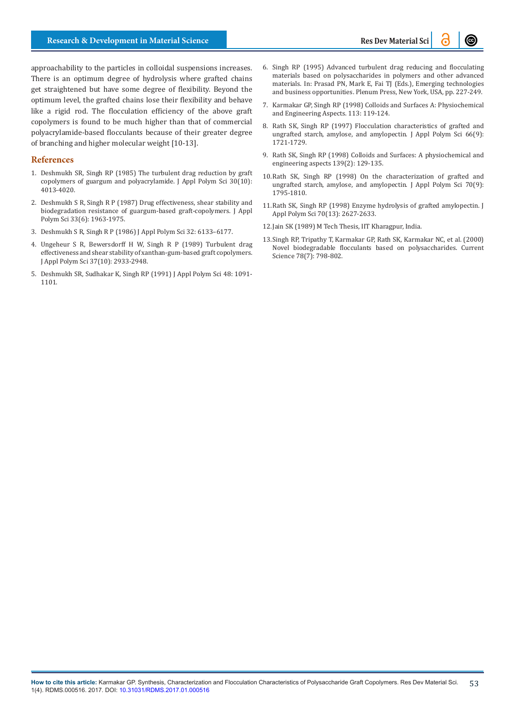approachability to the particles in colloidal suspensions increases. There is an optimum degree of hydrolysis where grafted chains get straightened but have some degree of flexibility. Beyond the optimum level, the grafted chains lose their flexibility and behave like a rigid rod. The flocculation efficiency of the above graft copolymers is found to be much higher than that of commercial polyacrylamide-based flocculants because of their greater degree of branching and higher molecular weight [10-13].

## References

1. Deshmukh SR, Singh RP (1985) The turbulent drag reduction by graft copolymers of guargum and polyacrylamide. J Appl Polym Sci 30(10): 4013-4020.
2. Deshmukh S R, Singh R P (1987) Drug effectiveness, shear stability and biodegradation resistance of guargum-based graft-copolymers. J Appl Polym Sci 33(6): 1963-1975.
3. Deshmukh S R, Singh R P (1986) J Appl Polym Sci 32: 6133–6177.
4. Ungeheur S R, Bewersdorff H W, Singh R P (1989) Turbulent drag effectiveness and shear stability of xanthan-gum-based graft copolymers. J Appl Polym Sci 37(10): 2933-2948.
5. Deshmukh SR, Sudhakar K, Singh RP (1991) J Appl Polym Sci 48: 1091-1101.
6. Singh RP (1995) Advanced turbulent drag reducing and flocculating materials based on polysaccharides in polymers and other advanced materials. In: Prasad PN, Mark E, Fai TJ (Eds.), Emerging technologies and business opportunities. Plenum Press, New York, USA, pp. 227-249.
7. Karmakar GP, Singh RP (1998) Colloids and Surfaces A: Physiochemical and Engineering Aspects. 113: 119-124.
8. Rath SK, Singh RP (1997) Flocculation characteristics of grafted and ungrafted starch, amylose, and amylopectin. J Appl Polym Sci 66(9): 1721-1729.
9. Rath SK, Singh RP (1998) Colloids and Surfaces: A physiochemical and engineering aspects 139(2): 129-135.
10. Rath SK, Singh RP (1998) On the characterization of grafted and ungrafted starch, amylose, and amylopectin. J Appl Polym Sci 70(9): 1795-1810.
11. Rath SK, Singh RP (1998) Enzyme hydrolysis of grafted amylopectin. J Appl Polym Sci 70(13): 2627-2633.
12. Jain SK (1989) M Tech Thesis, IIT Kharagpur, India.
13. Singh RP, Tripathy T, Karmakar GP, Rath SK, Karmakar NC, et al. (2000) Novel biodegradable flocculants based on polysaccharides. Current Science 78(7): 798-802.